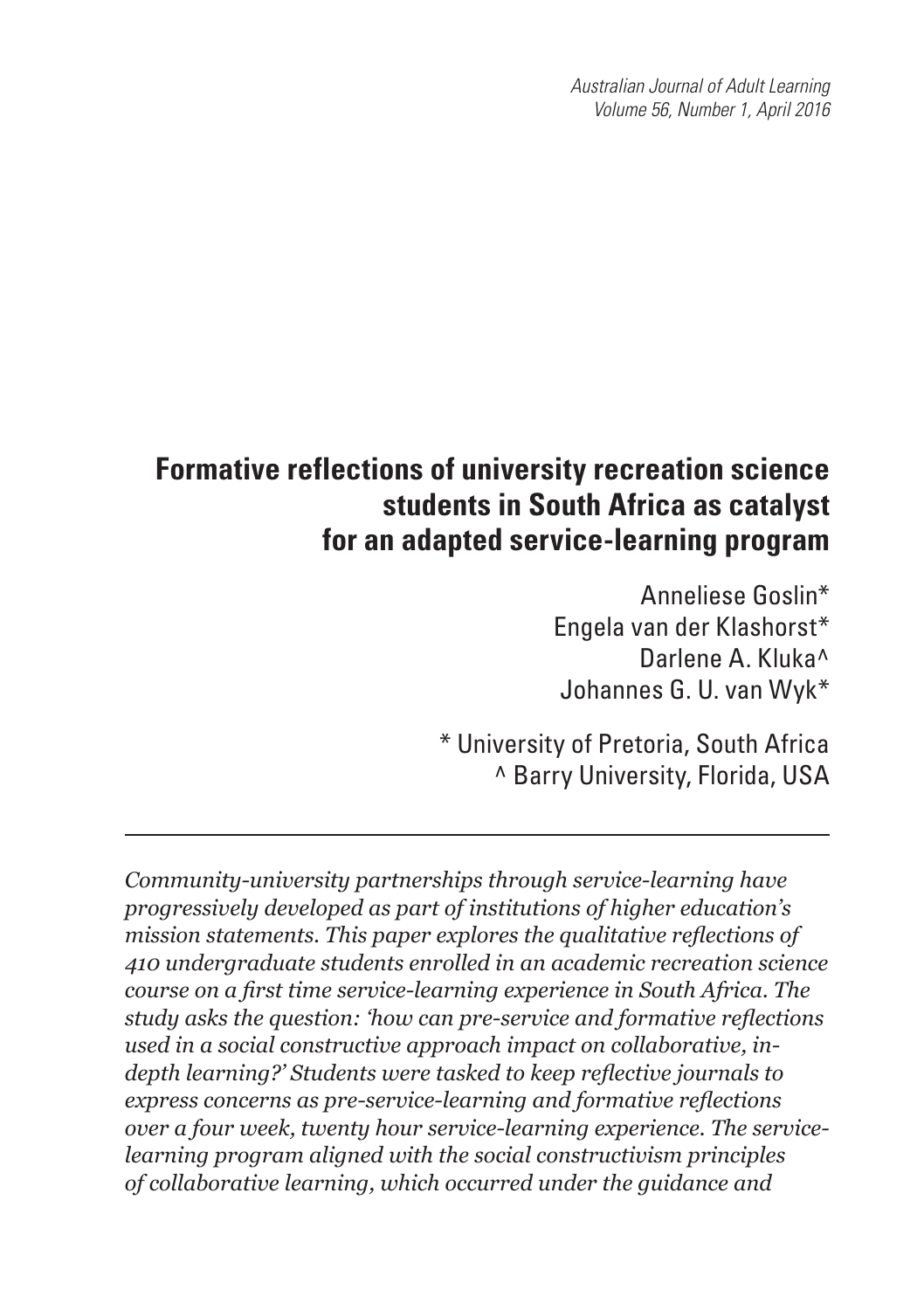# Formative reflections of university recreation science students in South Africa as catalyst for an adapted service-learning program

Anneliese Goslin*
Engela van der Klashorst*
Darlene A. Kluka^
Johannes G. U. van Wyk*

* University of Pretoria, South Africa
^ Barry University, Florida, USA

---

*Community-university partnerships through service-learning have progressively developed as part of institutions of higher education's mission statements. This paper explores the qualitative reflections of 410 undergraduate students enrolled in an academic recreation science course on a first time service-learning experience in South Africa. The study asks the question: 'how can pre-service and formative reflections used in a social constructive approach impact on collaborative, in-depth learning?' Students were tasked to keep reflective journals to express concerns as pre-service-learning and formative reflections over a four week, twenty hour service-learning experience. The service-learning program aligned with the social constructivism principles of collaborative learning, which occurred under the guidance and*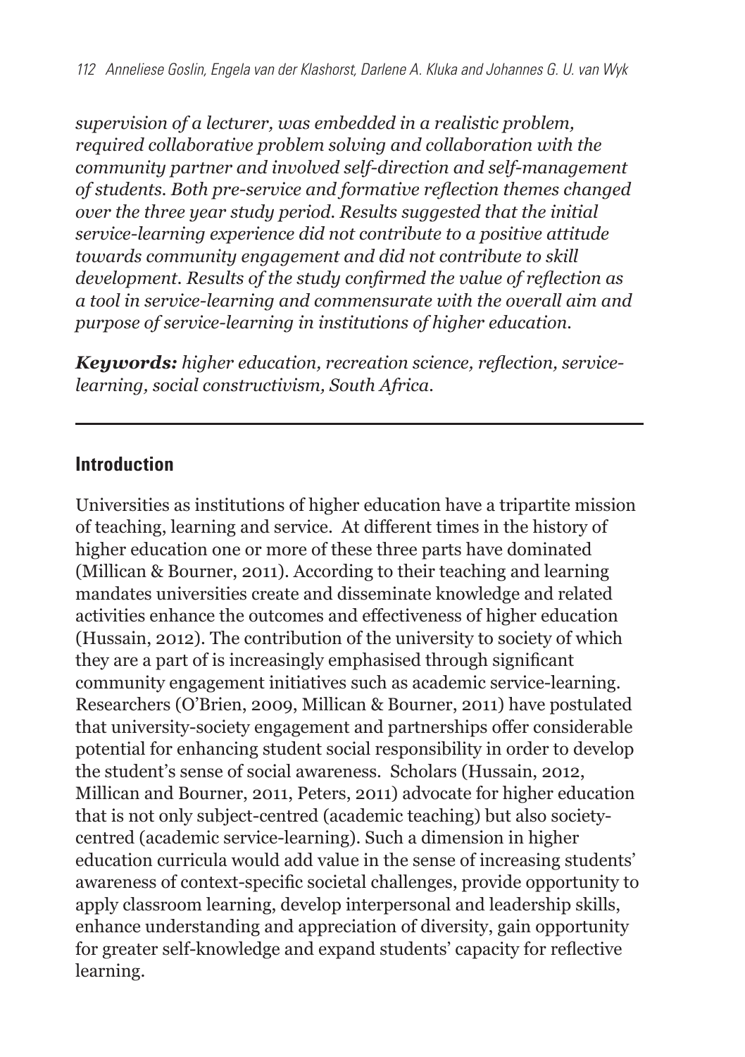*supervision of a lecturer, was embedded in a realistic problem, required collaborative problem solving and collaboration with the community partner and involved self-direction and self-management of students. Both pre-service and formative reflection themes changed over the three year study period. Results suggested that the initial service-learning experience did not contribute to a positive attitude towards community engagement and did not contribute to skill development. Results of the study confirmed the value of reflection as a tool in service-learning and commensurate with the overall aim and purpose of service-learning in institutions of higher education.*

***Keywords:*** *higher education, recreation science, reflection, service-learning, social constructivism, South Africa.*

## Introduction

Universities as institutions of higher education have a tripartite mission of teaching, learning and service. At different times in the history of higher education one or more of these three parts have dominated (Millican & Bourner, 2011). According to their teaching and learning mandates universities create and disseminate knowledge and related activities enhance the outcomes and effectiveness of higher education (Hussain, 2012). The contribution of the university to society of which they are a part of is increasingly emphasised through significant community engagement initiatives such as academic service-learning. Researchers (O'Brien, 2009, Millican & Bourner, 2011) have postulated that university-society engagement and partnerships offer considerable potential for enhancing student social responsibility in order to develop the student's sense of social awareness. Scholars (Hussain, 2012, Millican and Bourner, 2011, Peters, 2011) advocate for higher education that is not only subject-centred (academic teaching) but also society-centred (academic service-learning). Such a dimension in higher education curricula would add value in the sense of increasing students' awareness of context-specific societal challenges, provide opportunity to apply classroom learning, develop interpersonal and leadership skills, enhance understanding and appreciation of diversity, gain opportunity for greater self-knowledge and expand students' capacity for reflective learning.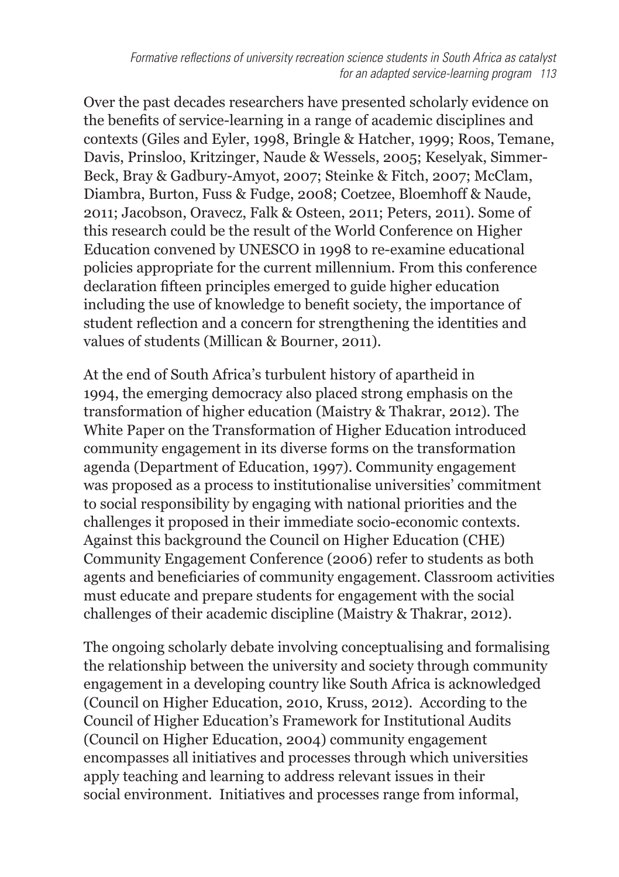Over the past decades researchers have presented scholarly evidence on the benefits of service-learning in a range of academic disciplines and contexts (Giles and Eyler, 1998, Bringle & Hatcher, 1999; Roos, Temane, Davis, Prinsloo, Kritzinger, Naude & Wessels, 2005; Keselyak, Simmer-Beck, Bray & Gadbury-Amyot, 2007; Steinke & Fitch, 2007; McClam, Diambra, Burton, Fuss & Fudge, 2008; Coetzee, Bloemhoff & Naude, 2011; Jacobson, Oravecz, Falk & Osteen, 2011; Peters, 2011). Some of this research could be the result of the World Conference on Higher Education convened by UNESCO in 1998 to re-examine educational policies appropriate for the current millennium. From this conference declaration fifteen principles emerged to guide higher education including the use of knowledge to benefit society, the importance of student reflection and a concern for strengthening the identities and values of students (Millican & Bourner, 2011).

At the end of South Africa's turbulent history of apartheid in 1994, the emerging democracy also placed strong emphasis on the transformation of higher education (Maistry & Thakrar, 2012). The White Paper on the Transformation of Higher Education introduced community engagement in its diverse forms on the transformation agenda (Department of Education, 1997). Community engagement was proposed as a process to institutionalise universities' commitment to social responsibility by engaging with national priorities and the challenges it proposed in their immediate socio-economic contexts. Against this background the Council on Higher Education (CHE) Community Engagement Conference (2006) refer to students as both agents and beneficiaries of community engagement. Classroom activities must educate and prepare students for engagement with the social challenges of their academic discipline (Maistry & Thakrar, 2012).

The ongoing scholarly debate involving conceptualising and formalising the relationship between the university and society through community engagement in a developing country like South Africa is acknowledged (Council on Higher Education, 2010, Kruss, 2012). According to the Council of Higher Education's Framework for Institutional Audits (Council on Higher Education, 2004) community engagement encompasses all initiatives and processes through which universities apply teaching and learning to address relevant issues in their social environment. Initiatives and processes range from informal,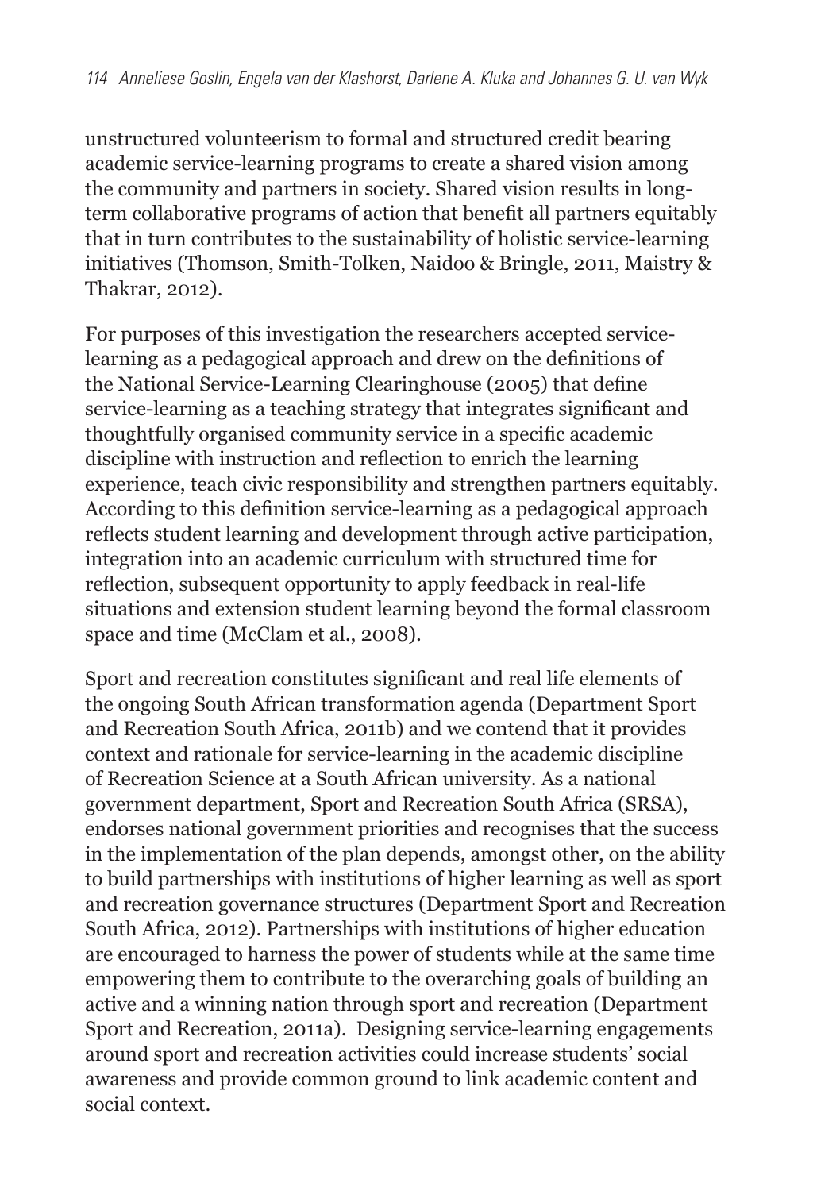unstructured volunteerism to formal and structured credit bearing academic service-learning programs to create a shared vision among the community and partners in society. Shared vision results in long-term collaborative programs of action that benefit all partners equitably that in turn contributes to the sustainability of holistic service-learning initiatives (Thomson, Smith-Tolken, Naidoo & Bringle, 2011, Maistry & Thakrar, 2012).

For purposes of this investigation the researchers accepted service-learning as a pedagogical approach and drew on the definitions of the National Service-Learning Clearinghouse (2005) that define service-learning as a teaching strategy that integrates significant and thoughtfully organised community service in a specific academic discipline with instruction and reflection to enrich the learning experience, teach civic responsibility and strengthen partners equitably. According to this definition service-learning as a pedagogical approach reflects student learning and development through active participation, integration into an academic curriculum with structured time for reflection, subsequent opportunity to apply feedback in real-life situations and extension student learning beyond the formal classroom space and time (McClam et al., 2008).

Sport and recreation constitutes significant and real life elements of the ongoing South African transformation agenda (Department Sport and Recreation South Africa, 2011b) and we contend that it provides context and rationale for service-learning in the academic discipline of Recreation Science at a South African university. As a national government department, Sport and Recreation South Africa (SRSA), endorses national government priorities and recognises that the success in the implementation of the plan depends, amongst other, on the ability to build partnerships with institutions of higher learning as well as sport and recreation governance structures (Department Sport and Recreation South Africa, 2012). Partnerships with institutions of higher education are encouraged to harness the power of students while at the same time empowering them to contribute to the overarching goals of building an active and a winning nation through sport and recreation (Department Sport and Recreation, 2011a). Designing service-learning engagements around sport and recreation activities could increase students' social awareness and provide common ground to link academic content and social context.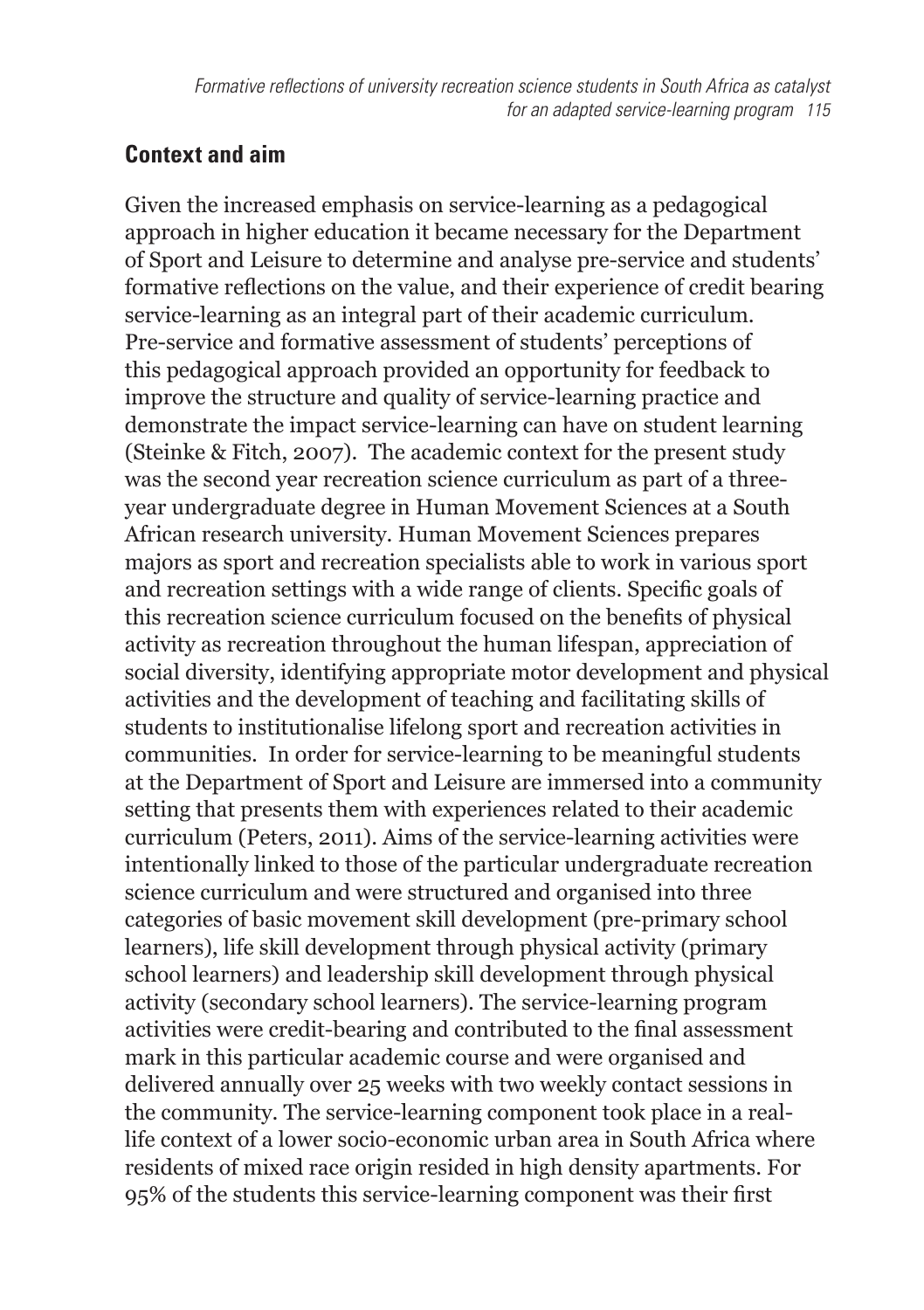## Context and aim

Given the increased emphasis on service-learning as a pedagogical approach in higher education it became necessary for the Department of Sport and Leisure to determine and analyse pre-service and students' formative reflections on the value, and their experience of credit bearing service-learning as an integral part of their academic curriculum. Pre-service and formative assessment of students' perceptions of this pedagogical approach provided an opportunity for feedback to improve the structure and quality of service-learning practice and demonstrate the impact service-learning can have on student learning (Steinke & Fitch, 2007). The academic context for the present study was the second year recreation science curriculum as part of a three-year undergraduate degree in Human Movement Sciences at a South African research university. Human Movement Sciences prepares majors as sport and recreation specialists able to work in various sport and recreation settings with a wide range of clients. Specific goals of this recreation science curriculum focused on the benefits of physical activity as recreation throughout the human lifespan, appreciation of social diversity, identifying appropriate motor development and physical activities and the development of teaching and facilitating skills of students to institutionalise lifelong sport and recreation activities in communities. In order for service-learning to be meaningful students at the Department of Sport and Leisure are immersed into a community setting that presents them with experiences related to their academic curriculum (Peters, 2011). Aims of the service-learning activities were intentionally linked to those of the particular undergraduate recreation science curriculum and were structured and organised into three categories of basic movement skill development (pre-primary school learners), life skill development through physical activity (primary school learners) and leadership skill development through physical activity (secondary school learners). The service-learning program activities were credit-bearing and contributed to the final assessment mark in this particular academic course and were organised and delivered annually over 25 weeks with two weekly contact sessions in the community. The service-learning component took place in a real-life context of a lower socio-economic urban area in South Africa where residents of mixed race origin resided in high density apartments. For 95% of the students this service-learning component was their first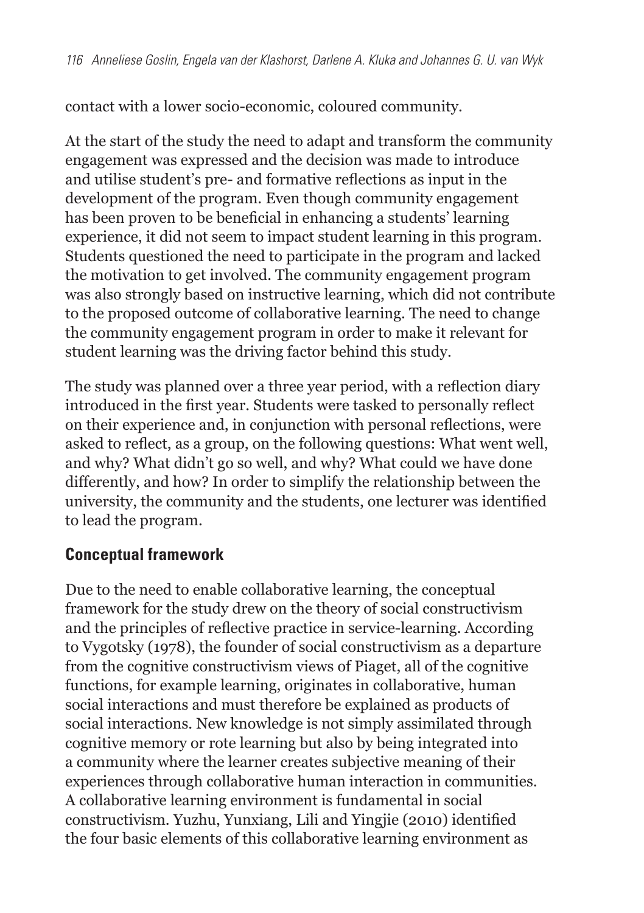contact with a lower socio-economic, coloured community.

At the start of the study the need to adapt and transform the community engagement was expressed and the decision was made to introduce and utilise student's pre- and formative reflections as input in the development of the program. Even though community engagement has been proven to be beneficial in enhancing a students' learning experience, it did not seem to impact student learning in this program. Students questioned the need to participate in the program and lacked the motivation to get involved. The community engagement program was also strongly based on instructive learning, which did not contribute to the proposed outcome of collaborative learning. The need to change the community engagement program in order to make it relevant for student learning was the driving factor behind this study.

The study was planned over a three year period, with a reflection diary introduced in the first year. Students were tasked to personally reflect on their experience and, in conjunction with personal reflections, were asked to reflect, as a group, on the following questions: What went well, and why? What didn't go so well, and why? What could we have done differently, and how? In order to simplify the relationship between the university, the community and the students, one lecturer was identified to lead the program.

## Conceptual framework

Due to the need to enable collaborative learning, the conceptual framework for the study drew on the theory of social constructivism and the principles of reflective practice in service-learning. According to Vygotsky (1978), the founder of social constructivism as a departure from the cognitive constructivism views of Piaget, all of the cognitive functions, for example learning, originates in collaborative, human social interactions and must therefore be explained as products of social interactions. New knowledge is not simply assimilated through cognitive memory or rote learning but also by being integrated into a community where the learner creates subjective meaning of their experiences through collaborative human interaction in communities. A collaborative learning environment is fundamental in social constructivism. Yuzhu, Yunxiang, Lili and Yingjie (2010) identified the four basic elements of this collaborative learning environment as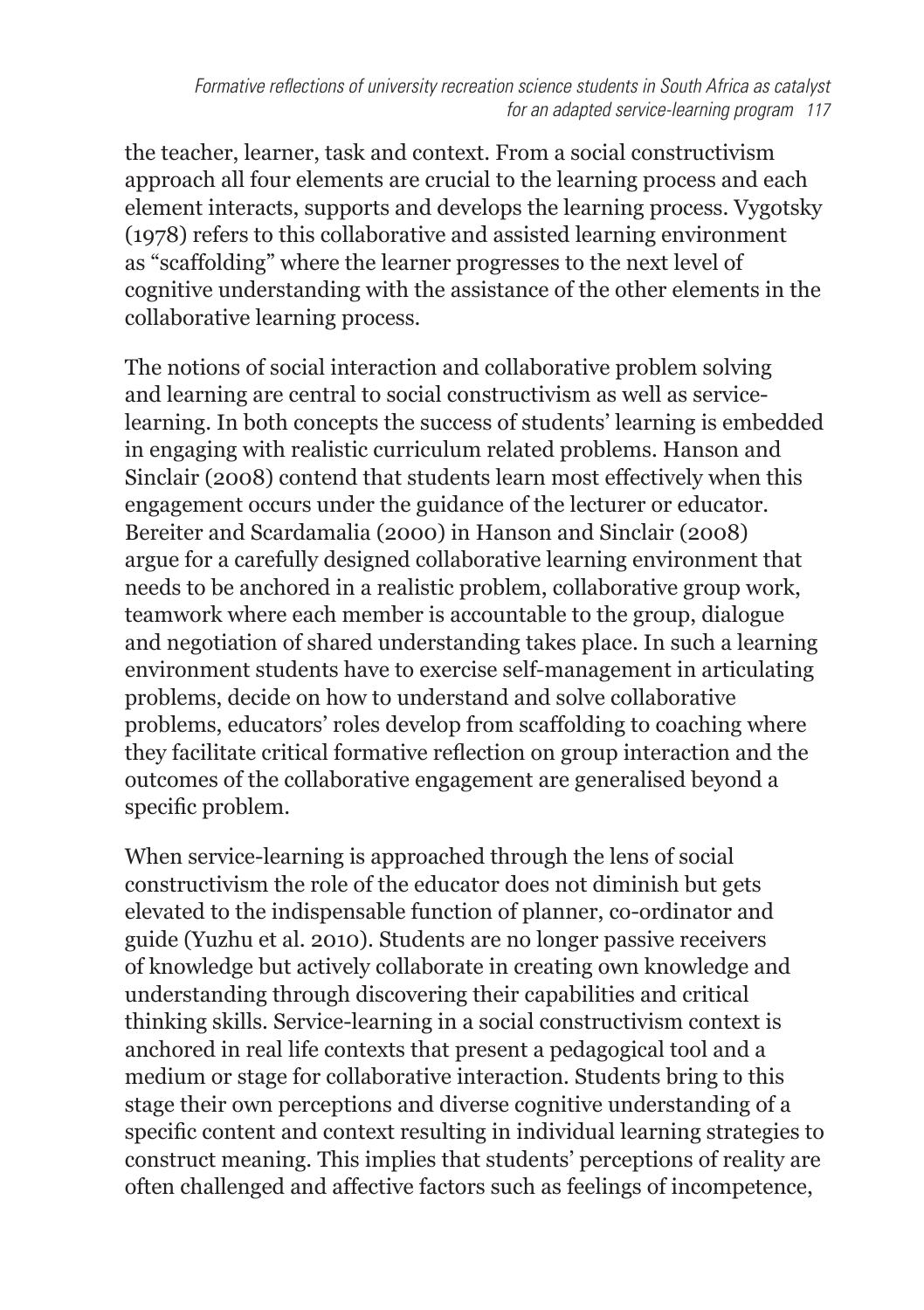the teacher, learner, task and context. From a social constructivism approach all four elements are crucial to the learning process and each element interacts, supports and develops the learning process. Vygotsky (1978) refers to this collaborative and assisted learning environment as "scaffolding" where the learner progresses to the next level of cognitive understanding with the assistance of the other elements in the collaborative learning process.

The notions of social interaction and collaborative problem solving and learning are central to social constructivism as well as service-learning. In both concepts the success of students' learning is embedded in engaging with realistic curriculum related problems. Hanson and Sinclair (2008) contend that students learn most effectively when this engagement occurs under the guidance of the lecturer or educator. Bereiter and Scardamalia (2000) in Hanson and Sinclair (2008) argue for a carefully designed collaborative learning environment that needs to be anchored in a realistic problem, collaborative group work, teamwork where each member is accountable to the group, dialogue and negotiation of shared understanding takes place. In such a learning environment students have to exercise self-management in articulating problems, decide on how to understand and solve collaborative problems, educators' roles develop from scaffolding to coaching where they facilitate critical formative reflection on group interaction and the outcomes of the collaborative engagement are generalised beyond a specific problem.

When service-learning is approached through the lens of social constructivism the role of the educator does not diminish but gets elevated to the indispensable function of planner, co-ordinator and guide (Yuzhu et al. 2010). Students are no longer passive receivers of knowledge but actively collaborate in creating own knowledge and understanding through discovering their capabilities and critical thinking skills. Service-learning in a social constructivism context is anchored in real life contexts that present a pedagogical tool and a medium or stage for collaborative interaction. Students bring to this stage their own perceptions and diverse cognitive understanding of a specific content and context resulting in individual learning strategies to construct meaning. This implies that students' perceptions of reality are often challenged and affective factors such as feelings of incompetence,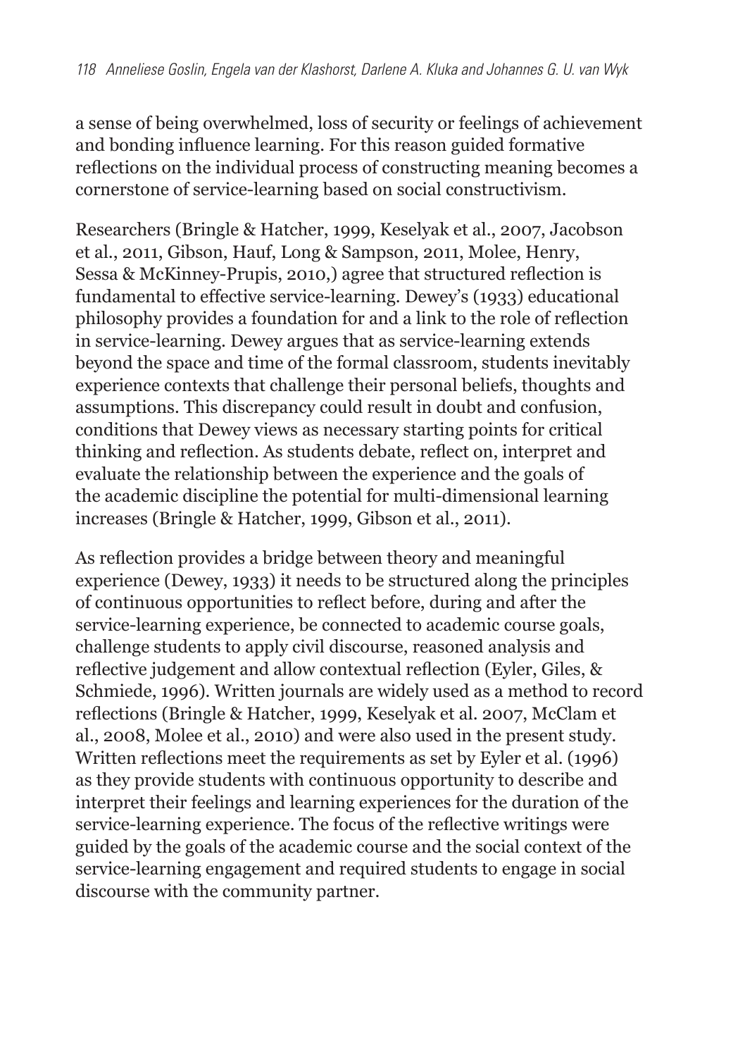a sense of being overwhelmed, loss of security or feelings of achievement and bonding influence learning. For this reason guided formative reflections on the individual process of constructing meaning becomes a cornerstone of service-learning based on social constructivism.

Researchers (Bringle & Hatcher, 1999, Keselyak et al., 2007, Jacobson et al., 2011, Gibson, Hauf, Long & Sampson, 2011, Molee, Henry, Sessa & McKinney-Prupis, 2010,) agree that structured reflection is fundamental to effective service-learning. Dewey's (1933) educational philosophy provides a foundation for and a link to the role of reflection in service-learning. Dewey argues that as service-learning extends beyond the space and time of the formal classroom, students inevitably experience contexts that challenge their personal beliefs, thoughts and assumptions. This discrepancy could result in doubt and confusion, conditions that Dewey views as necessary starting points for critical thinking and reflection. As students debate, reflect on, interpret and evaluate the relationship between the experience and the goals of the academic discipline the potential for multi-dimensional learning increases (Bringle & Hatcher, 1999, Gibson et al., 2011).

As reflection provides a bridge between theory and meaningful experience (Dewey, 1933) it needs to be structured along the principles of continuous opportunities to reflect before, during and after the service-learning experience, be connected to academic course goals, challenge students to apply civil discourse, reasoned analysis and reflective judgement and allow contextual reflection (Eyler, Giles, & Schmiede, 1996). Written journals are widely used as a method to record reflections (Bringle & Hatcher, 1999, Keselyak et al. 2007, McClam et al., 2008, Molee et al., 2010) and were also used in the present study. Written reflections meet the requirements as set by Eyler et al. (1996) as they provide students with continuous opportunity to describe and interpret their feelings and learning experiences for the duration of the service-learning experience. The focus of the reflective writings were guided by the goals of the academic course and the social context of the service-learning engagement and required students to engage in social discourse with the community partner.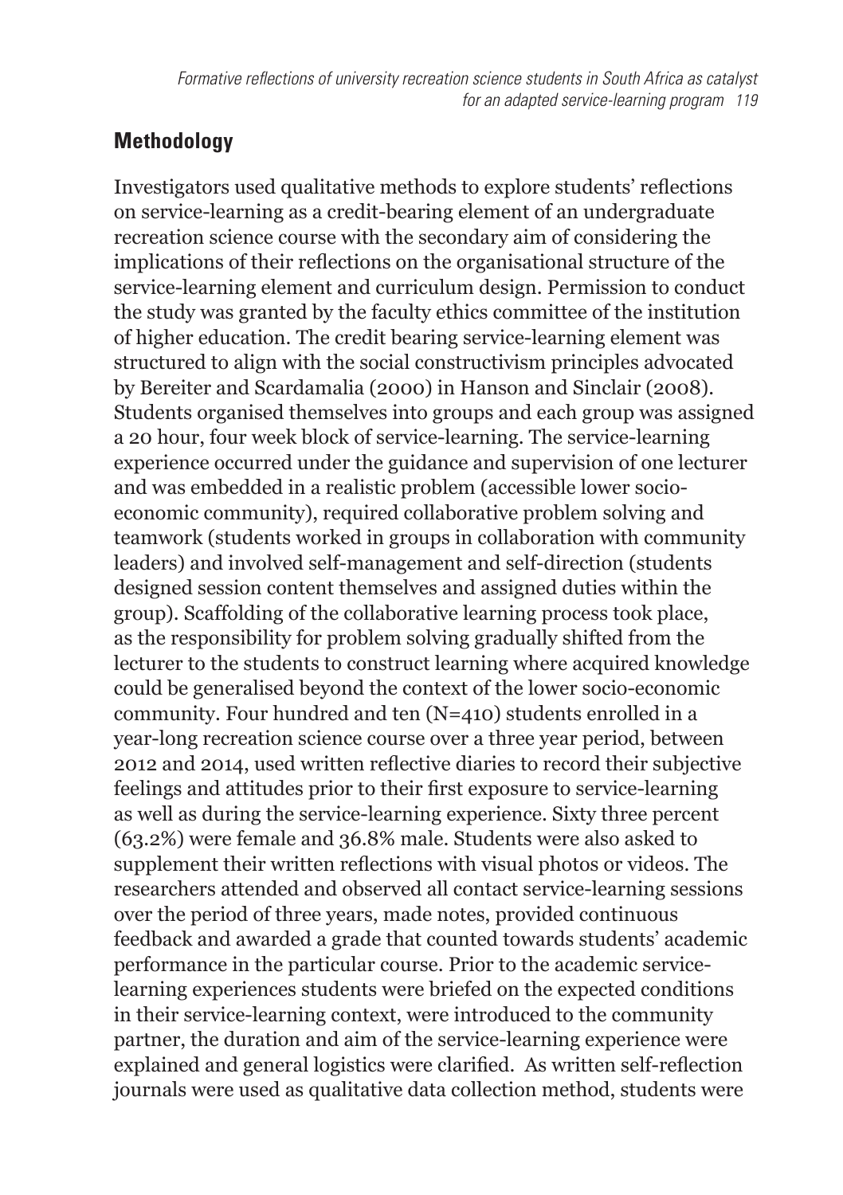## Methodology

Investigators used qualitative methods to explore students' reflections on service-learning as a credit-bearing element of an undergraduate recreation science course with the secondary aim of considering the implications of their reflections on the organisational structure of the service-learning element and curriculum design. Permission to conduct the study was granted by the faculty ethics committee of the institution of higher education. The credit bearing service-learning element was structured to align with the social constructivism principles advocated by Bereiter and Scardamalia (2000) in Hanson and Sinclair (2008). Students organised themselves into groups and each group was assigned a 20 hour, four week block of service-learning. The service-learning experience occurred under the guidance and supervision of one lecturer and was embedded in a realistic problem (accessible lower socio-economic community), required collaborative problem solving and teamwork (students worked in groups in collaboration with community leaders) and involved self-management and self-direction (students designed session content themselves and assigned duties within the group). Scaffolding of the collaborative learning process took place, as the responsibility for problem solving gradually shifted from the lecturer to the students to construct learning where acquired knowledge could be generalised beyond the context of the lower socio-economic community. Four hundred and ten (N=410) students enrolled in a year-long recreation science course over a three year period, between 2012 and 2014, used written reflective diaries to record their subjective feelings and attitudes prior to their first exposure to service-learning as well as during the service-learning experience. Sixty three percent (63.2%) were female and 36.8% male. Students were also asked to supplement their written reflections with visual photos or videos. The researchers attended and observed all contact service-learning sessions over the period of three years, made notes, provided continuous feedback and awarded a grade that counted towards students' academic performance in the particular course. Prior to the academic service-learning experiences students were briefed on the expected conditions in their service-learning context, were introduced to the community partner, the duration and aim of the service-learning experience were explained and general logistics were clarified. As written self-reflection journals were used as qualitative data collection method, students were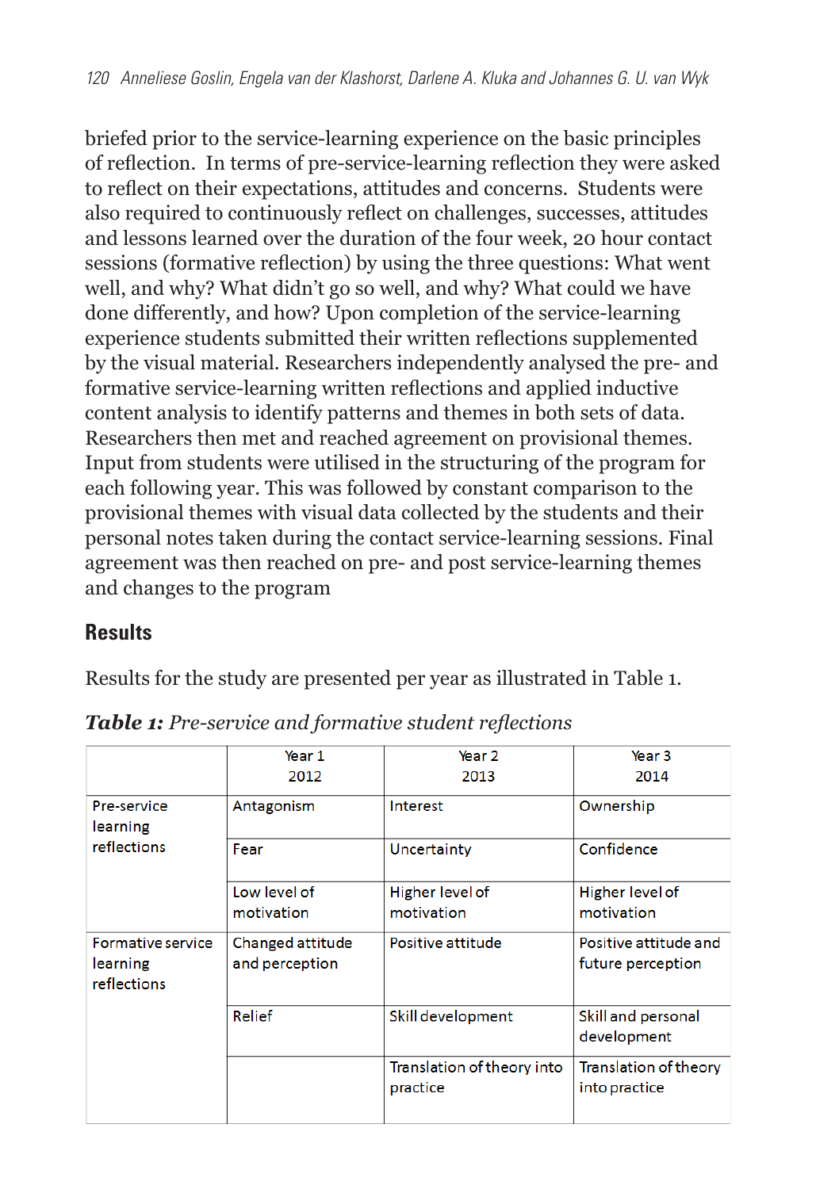briefed prior to the service-learning experience on the basic principles of reflection. In terms of pre-service-learning reflection they were asked to reflect on their expectations, attitudes and concerns. Students were also required to continuously reflect on challenges, successes, attitudes and lessons learned over the duration of the four week, 20 hour contact sessions (formative reflection) by using the three questions: What went well, and why? What didn't go so well, and why? What could we have done differently, and how? Upon completion of the service-learning experience students submitted their written reflections supplemented by the visual material. Researchers independently analysed the pre- and formative service-learning written reflections and applied inductive content analysis to identify patterns and themes in both sets of data. Researchers then met and reached agreement on provisional themes. Input from students were utilised in the structuring of the program for each following year. This was followed by constant comparison to the provisional themes with visual data collected by the students and their personal notes taken during the contact service-learning sessions. Final agreement was then reached on pre- and post service-learning themes and changes to the program

## Results

Results for the study are presented per year as illustrated in Table 1.

***Table 1:*** *Pre-service and formative student reflections*

| | Year 1 2012 | Year 2 2013 | Year 3 2014 |
|---|---|---|---|
| Pre-service learning reflections | Antagonism | Interest | Ownership |
| | Fear | Uncertainty | Confidence |
| | Low level of motivation | Higher level of motivation | Higher level of motivation |
| Formative service learning reflections | Changed attitude and perception | Positive attitude | Positive attitude and future perception |
| | Relief | Skill development | Skill and personal development |
| | | Translation of theory into practice | Translation of theory into practice |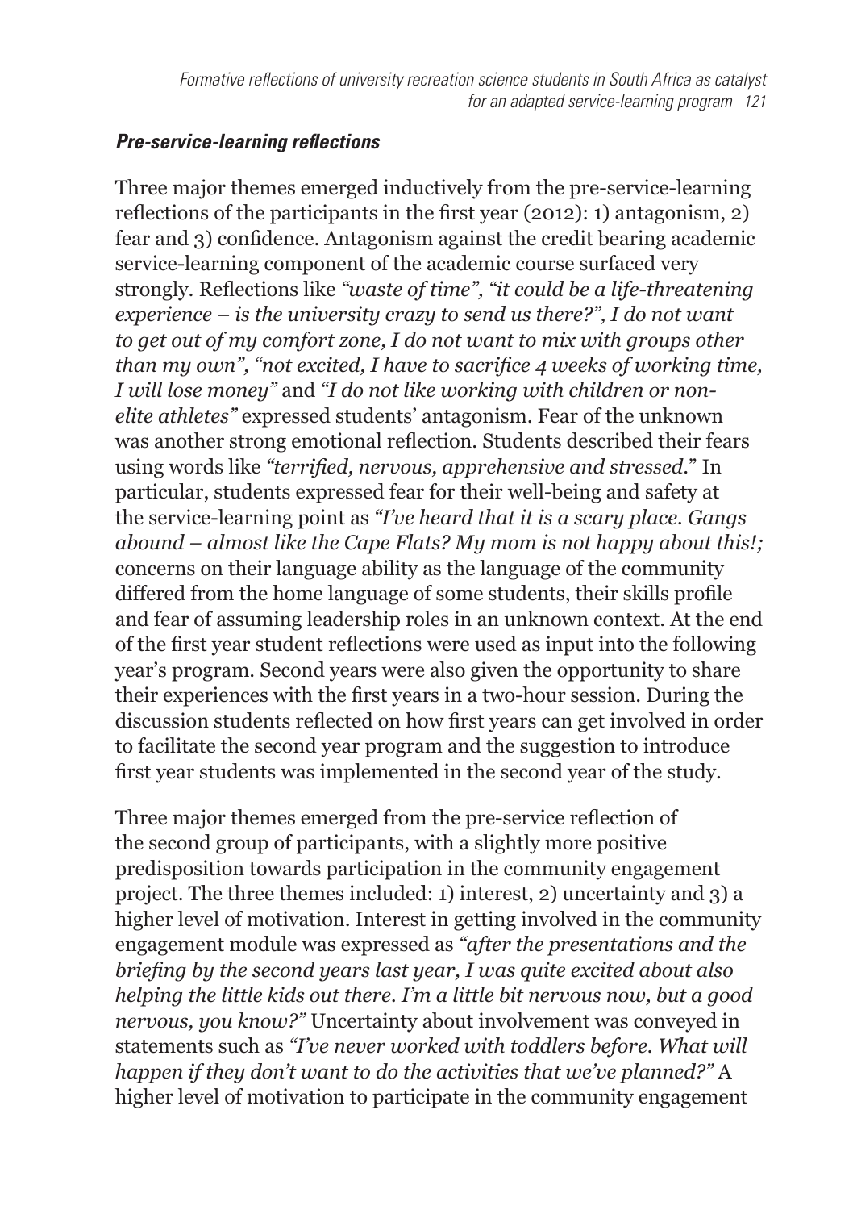### *Pre-service-learning reflections*

Three major themes emerged inductively from the pre-service-learning reflections of the participants in the first year (2012): 1) antagonism, 2) fear and 3) confidence. Antagonism against the credit bearing academic service-learning component of the academic course surfaced very strongly. Reflections like *"waste of time", "it could be a life-threatening experience – is the university crazy to send us there?", I do not want to get out of my comfort zone, I do not want to mix with groups other than my own", "not excited, I have to sacrifice 4 weeks of working time, I will lose money"* and *"I do not like working with children or non-elite athletes"* expressed students' antagonism. Fear of the unknown was another strong emotional reflection. Students described their fears using words like *"terrified, nervous, apprehensive and stressed.*" In particular, students expressed fear for their well-being and safety at the service-learning point as *"I've heard that it is a scary place. Gangs abound – almost like the Cape Flats? My mom is not happy about this!;* concerns on their language ability as the language of the community differed from the home language of some students, their skills profile and fear of assuming leadership roles in an unknown context. At the end of the first year student reflections were used as input into the following year's program. Second years were also given the opportunity to share their experiences with the first years in a two-hour session. During the discussion students reflected on how first years can get involved in order to facilitate the second year program and the suggestion to introduce first year students was implemented in the second year of the study.

Three major themes emerged from the pre-service reflection of the second group of participants, with a slightly more positive predisposition towards participation in the community engagement project. The three themes included: 1) interest, 2) uncertainty and 3) a higher level of motivation. Interest in getting involved in the community engagement module was expressed as *"after the presentations and the briefing by the second years last year, I was quite excited about also helping the little kids out there. I'm a little bit nervous now, but a good nervous, you know?"* Uncertainty about involvement was conveyed in statements such as *"I've never worked with toddlers before. What will happen if they don't want to do the activities that we've planned?"* A higher level of motivation to participate in the community engagement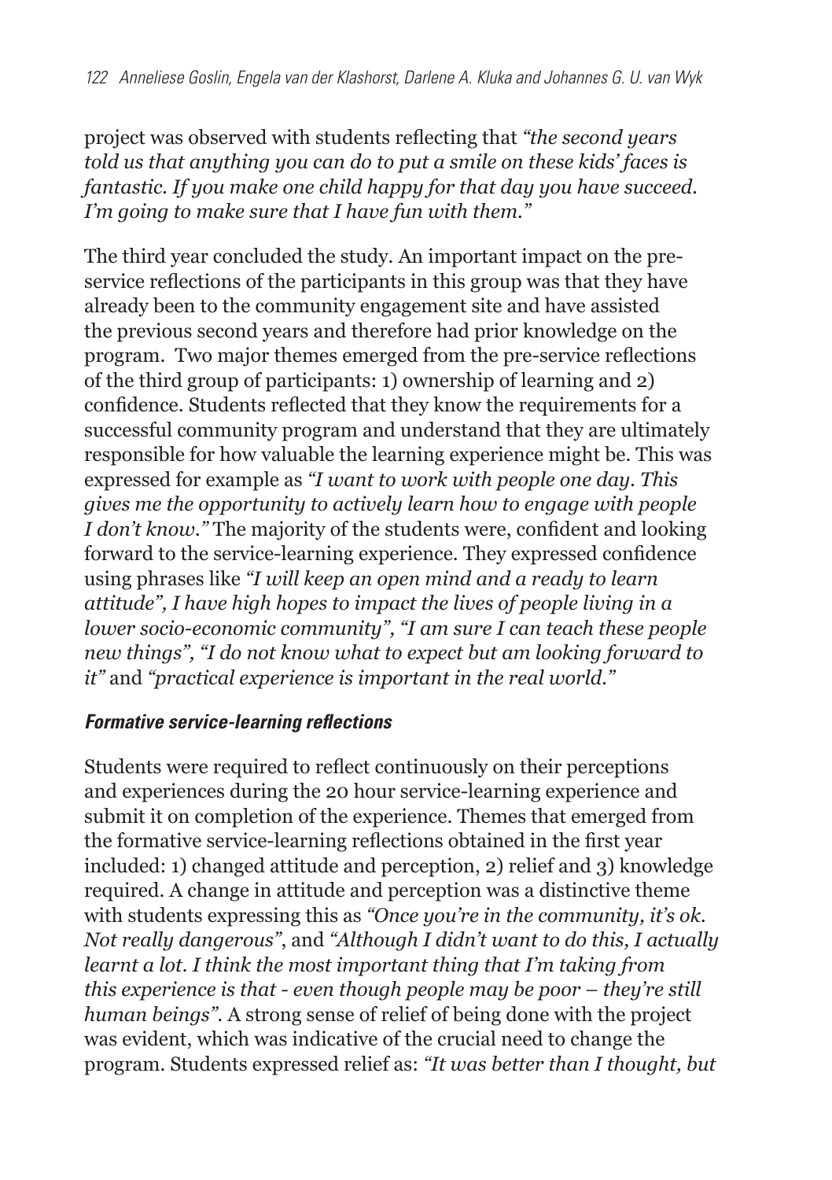project was observed with students reflecting that *"the second years told us that anything you can do to put a smile on these kids' faces is fantastic. If you make one child happy for that day you have succeed. I'm going to make sure that I have fun with them."*

The third year concluded the study. An important impact on the pre-service reflections of the participants in this group was that they have already been to the community engagement site and have assisted the previous second years and therefore had prior knowledge on the program. Two major themes emerged from the pre-service reflections of the third group of participants: 1) ownership of learning and 2) confidence. Students reflected that they know the requirements for a successful community program and understand that they are ultimately responsible for how valuable the learning experience might be. This was expressed for example as *"I want to work with people one day. This gives me the opportunity to actively learn how to engage with people I don't know."* The majority of the students were, confident and looking forward to the service-learning experience. They expressed confidence using phrases like *"I will keep an open mind and a ready to learn attitude", I have high hopes to impact the lives of people living in a lower socio-economic community", "I am sure I can teach these people new things", "I do not know what to expect but am looking forward to it"* and *"practical experience is important in the real world."*

#### ***Formative service-learning reflections***

Students were required to reflect continuously on their perceptions and experiences during the 20 hour service-learning experience and submit it on completion of the experience. Themes that emerged from the formative service-learning reflections obtained in the first year included: 1) changed attitude and perception, 2) relief and 3) knowledge required. A change in attitude and perception was a distinctive theme with students expressing this as *"Once you're in the community, it's ok. Not really dangerous"*, and *"Although I didn't want to do this, I actually learnt a lot. I think the most important thing that I'm taking from this experience is that - even though people may be poor – they're still human beings"*. A strong sense of relief of being done with the project was evident, which was indicative of the crucial need to change the program. Students expressed relief as: *"It was better than I thought, but*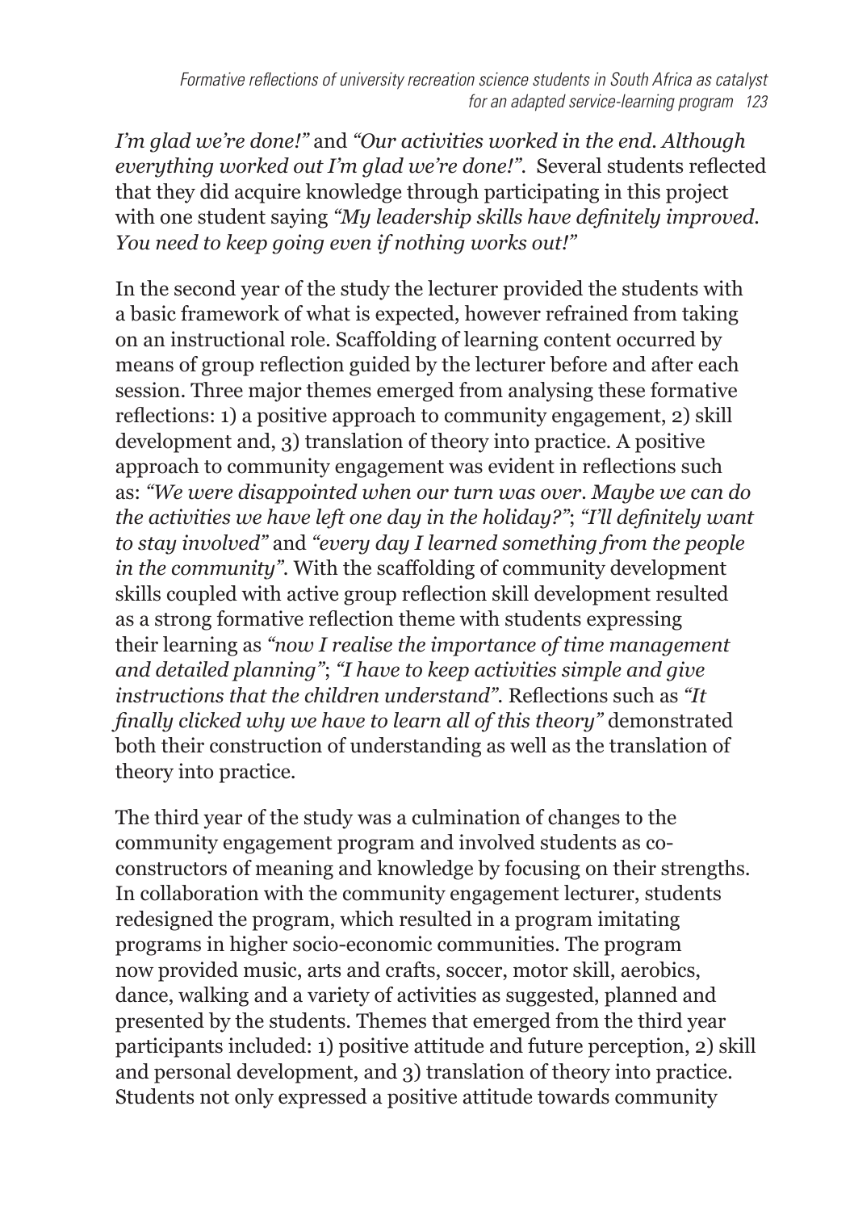*I'm glad we're done!"* and *"Our activities worked in the end. Although everything worked out I'm glad we're done!"*. Several students reflected that they did acquire knowledge through participating in this project with one student saying *"My leadership skills have definitely improved. You need to keep going even if nothing works out!"*

In the second year of the study the lecturer provided the students with a basic framework of what is expected, however refrained from taking on an instructional role. Scaffolding of learning content occurred by means of group reflection guided by the lecturer before and after each session. Three major themes emerged from analysing these formative reflections: 1) a positive approach to community engagement, 2) skill development and, 3) translation of theory into practice. A positive approach to community engagement was evident in reflections such as: *"We were disappointed when our turn was over. Maybe we can do the activities we have left one day in the holiday?"*; *"I'll definitely want to stay involved"* and *"every day I learned something from the people in the community"*. With the scaffolding of community development skills coupled with active group reflection skill development resulted as a strong formative reflection theme with students expressing their learning as *"now I realise the importance of time management and detailed planning"*; *"I have to keep activities simple and give instructions that the children understand"*. Reflections such as *"It finally clicked why we have to learn all of this theory"* demonstrated both their construction of understanding as well as the translation of theory into practice.

The third year of the study was a culmination of changes to the community engagement program and involved students as co-constructors of meaning and knowledge by focusing on their strengths. In collaboration with the community engagement lecturer, students redesigned the program, which resulted in a program imitating programs in higher socio-economic communities. The program now provided music, arts and crafts, soccer, motor skill, aerobics, dance, walking and a variety of activities as suggested, planned and presented by the students. Themes that emerged from the third year participants included: 1) positive attitude and future perception, 2) skill and personal development, and 3) translation of theory into practice. Students not only expressed a positive attitude towards community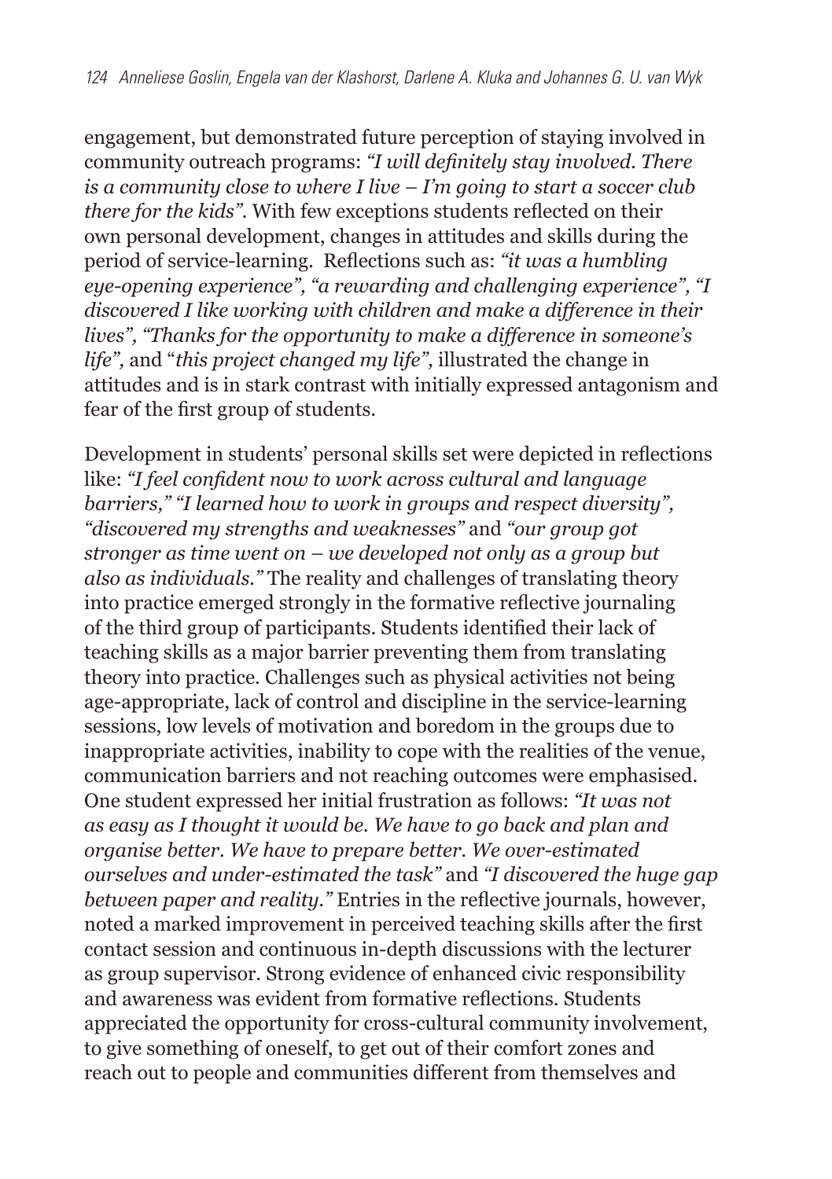engagement, but demonstrated future perception of staying involved in community outreach programs: *"I will definitely stay involved. There is a community close to where I live – I'm going to start a soccer club there for the kids"*. With few exceptions students reflected on their own personal development, changes in attitudes and skills during the period of service-learning. Reflections such as: *"it was a humbling eye-opening experience", "a rewarding and challenging experience", "I discovered I like working with children and make a difference in their lives", "Thanks for the opportunity to make a difference in someone's life",* and "*this project changed my life",* illustrated the change in attitudes and is in stark contrast with initially expressed antagonism and fear of the first group of students.

Development in students' personal skills set were depicted in reflections like: *"I feel confident now to work across cultural and language barriers," "I learned how to work in groups and respect diversity", "discovered my strengths and weaknesses"* and *"our group got stronger as time went on – we developed not only as a group but also as individuals."* The reality and challenges of translating theory into practice emerged strongly in the formative reflective journaling of the third group of participants. Students identified their lack of teaching skills as a major barrier preventing them from translating theory into practice. Challenges such as physical activities not being age-appropriate, lack of control and discipline in the service-learning sessions, low levels of motivation and boredom in the groups due to inappropriate activities, inability to cope with the realities of the venue, communication barriers and not reaching outcomes were emphasised. One student expressed her initial frustration as follows: *"It was not as easy as I thought it would be. We have to go back and plan and organise better. We have to prepare better. We over-estimated ourselves and under-estimated the task"* and *"I discovered the huge gap between paper and reality."* Entries in the reflective journals, however, noted a marked improvement in perceived teaching skills after the first contact session and continuous in-depth discussions with the lecturer as group supervisor. Strong evidence of enhanced civic responsibility and awareness was evident from formative reflections. Students appreciated the opportunity for cross-cultural community involvement, to give something of oneself, to get out of their comfort zones and reach out to people and communities different from themselves and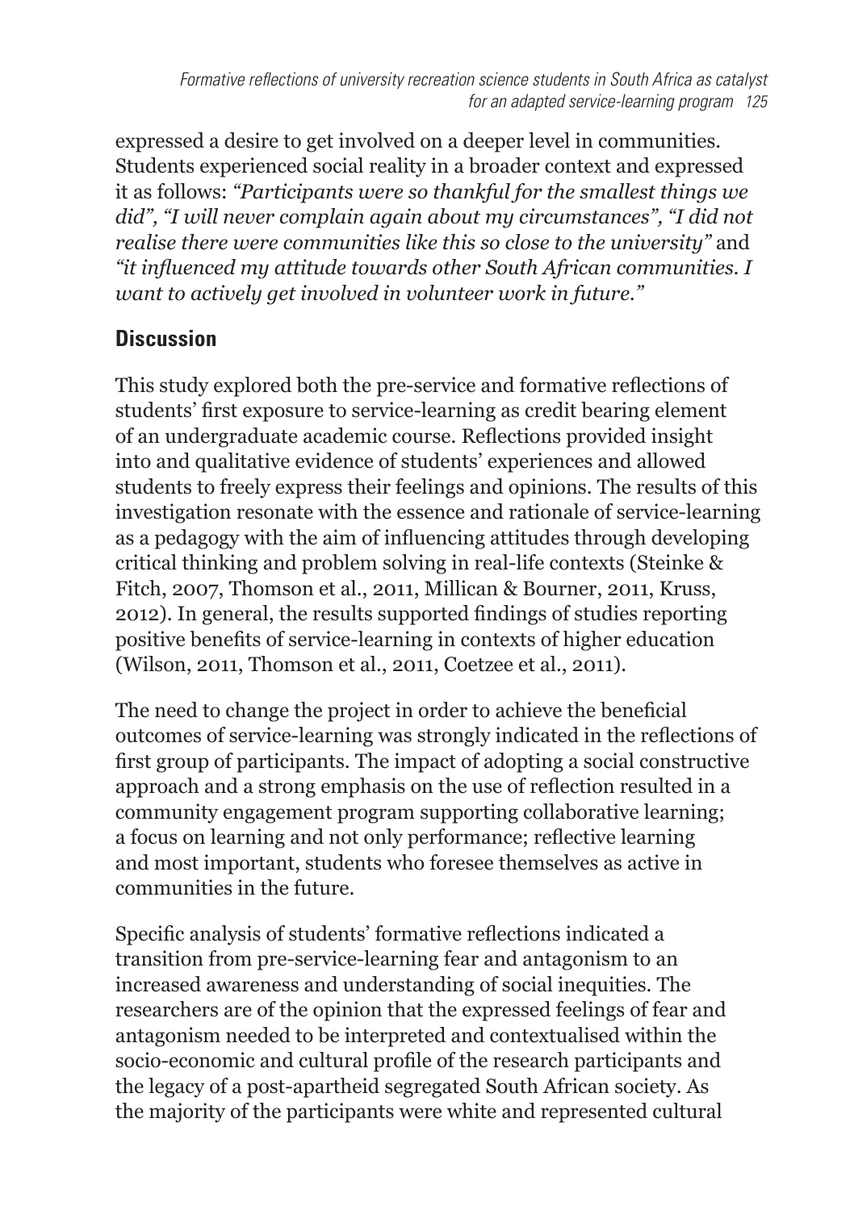expressed a desire to get involved on a deeper level in communities. Students experienced social reality in a broader context and expressed it as follows: *"Participants were so thankful for the smallest things we did", "I will never complain again about my circumstances", "I did not realise there were communities like this so close to the university"* and *"it influenced my attitude towards other South African communities. I want to actively get involved in volunteer work in future."*

## Discussion

This study explored both the pre-service and formative reflections of students' first exposure to service-learning as credit bearing element of an undergraduate academic course. Reflections provided insight into and qualitative evidence of students' experiences and allowed students to freely express their feelings and opinions. The results of this investigation resonate with the essence and rationale of service-learning as a pedagogy with the aim of influencing attitudes through developing critical thinking and problem solving in real-life contexts (Steinke & Fitch, 2007, Thomson et al., 2011, Millican & Bourner, 2011, Kruss, 2012). In general, the results supported findings of studies reporting positive benefits of service-learning in contexts of higher education (Wilson, 2011, Thomson et al., 2011, Coetzee et al., 2011).

The need to change the project in order to achieve the beneficial outcomes of service-learning was strongly indicated in the reflections of first group of participants. The impact of adopting a social constructive approach and a strong emphasis on the use of reflection resulted in a community engagement program supporting collaborative learning; a focus on learning and not only performance; reflective learning and most important, students who foresee themselves as active in communities in the future.

Specific analysis of students' formative reflections indicated a transition from pre-service-learning fear and antagonism to an increased awareness and understanding of social inequities. The researchers are of the opinion that the expressed feelings of fear and antagonism needed to be interpreted and contextualised within the socio-economic and cultural profile of the research participants and the legacy of a post-apartheid segregated South African society. As the majority of the participants were white and represented cultural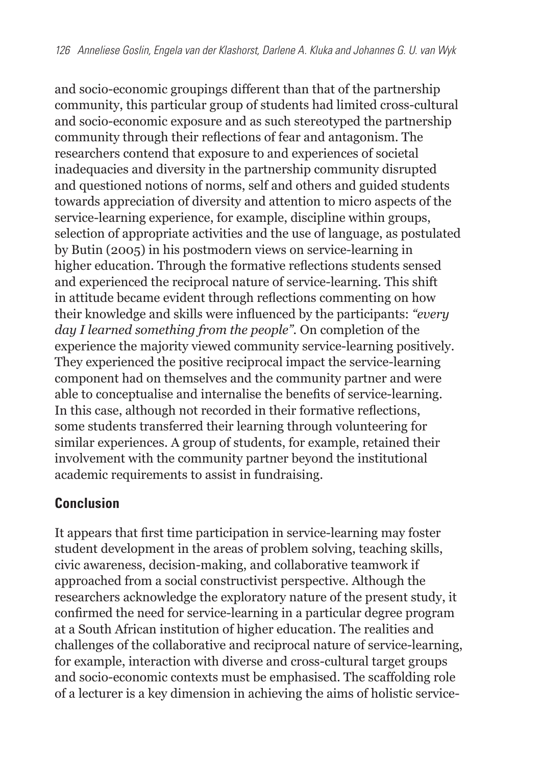and socio-economic groupings different than that of the partnership community, this particular group of students had limited cross-cultural and socio-economic exposure and as such stereotyped the partnership community through their reflections of fear and antagonism. The researchers contend that exposure to and experiences of societal inadequacies and diversity in the partnership community disrupted and questioned notions of norms, self and others and guided students towards appreciation of diversity and attention to micro aspects of the service-learning experience, for example, discipline within groups, selection of appropriate activities and the use of language, as postulated by Butin (2005) in his postmodern views on service-learning in higher education. Through the formative reflections students sensed and experienced the reciprocal nature of service-learning. This shift in attitude became evident through reflections commenting on how their knowledge and skills were influenced by the participants: *"every day I learned something from the people"*. On completion of the experience the majority viewed community service-learning positively. They experienced the positive reciprocal impact the service-learning component had on themselves and the community partner and were able to conceptualise and internalise the benefits of service-learning. In this case, although not recorded in their formative reflections, some students transferred their learning through volunteering for similar experiences. A group of students, for example, retained their involvement with the community partner beyond the institutional academic requirements to assist in fundraising.

## Conclusion

It appears that first time participation in service-learning may foster student development in the areas of problem solving, teaching skills, civic awareness, decision-making, and collaborative teamwork if approached from a social constructivist perspective. Although the researchers acknowledge the exploratory nature of the present study, it confirmed the need for service-learning in a particular degree program at a South African institution of higher education. The realities and challenges of the collaborative and reciprocal nature of service-learning, for example, interaction with diverse and cross-cultural target groups and socio-economic contexts must be emphasised. The scaffolding role of a lecturer is a key dimension in achieving the aims of holistic service-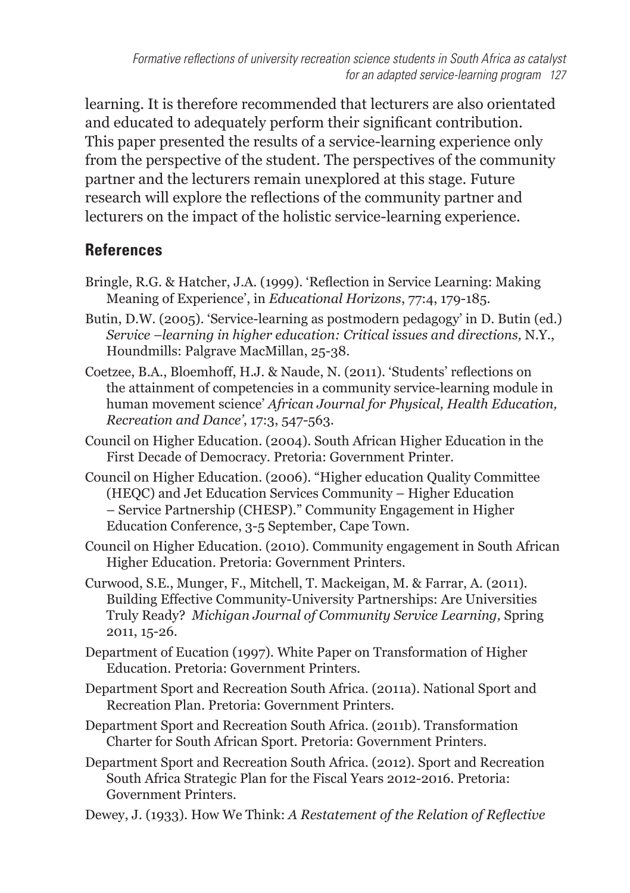learning. It is therefore recommended that lecturers are also orientated and educated to adequately perform their significant contribution. This paper presented the results of a service-learning experience only from the perspective of the student. The perspectives of the community partner and the lecturers remain unexplored at this stage. Future research will explore the reflections of the community partner and lecturers on the impact of the holistic service-learning experience.

## References

Bringle, R.G. & Hatcher, J.A. (1999). 'Reflection in Service Learning: Making Meaning of Experience', in *Educational Horizons*, 77:4, 179-185.

Butin, D.W. (2005). 'Service-learning as postmodern pedagogy' in D. Butin (ed.) *Service –learning in higher education: Critical issues and directions,* N.Y., Houndmills: Palgrave MacMillan, 25-38.

Coetzee, B.A., Bloemhoff, H.J. & Naude, N. (2011). 'Students' reflections on the attainment of competencies in a community service-learning module in human movement science' *African Journal for Physical, Health Education, Recreation and Dance'*, 17:3, 547-563.

Council on Higher Education. (2004). South African Higher Education in the First Decade of Democracy. Pretoria: Government Printer.

Council on Higher Education. (2006). "Higher education Quality Committee (HEQC) and Jet Education Services Community – Higher Education – Service Partnership (CHESP)." Community Engagement in Higher Education Conference, 3-5 September, Cape Town.

Council on Higher Education. (2010). Community engagement in South African Higher Education. Pretoria: Government Printers.

Curwood, S.E., Munger, F., Mitchell, T. Mackeigan, M. & Farrar, A. (2011). Building Effective Community-University Partnerships: Are Universities Truly Ready? *Michigan Journal of Community Service Learning,* Spring 2011, 15-26.

Department of Eucation (1997). White Paper on Transformation of Higher Education. Pretoria: Government Printers.

Department Sport and Recreation South Africa. (2011a). National Sport and Recreation Plan. Pretoria: Government Printers.

Department Sport and Recreation South Africa. (2011b). Transformation Charter for South African Sport. Pretoria: Government Printers.

Department Sport and Recreation South Africa. (2012). Sport and Recreation South Africa Strategic Plan for the Fiscal Years 2012-2016. Pretoria: Government Printers.

Dewey, J. (1933). How We Think: *A Restatement of the Relation of Reflective*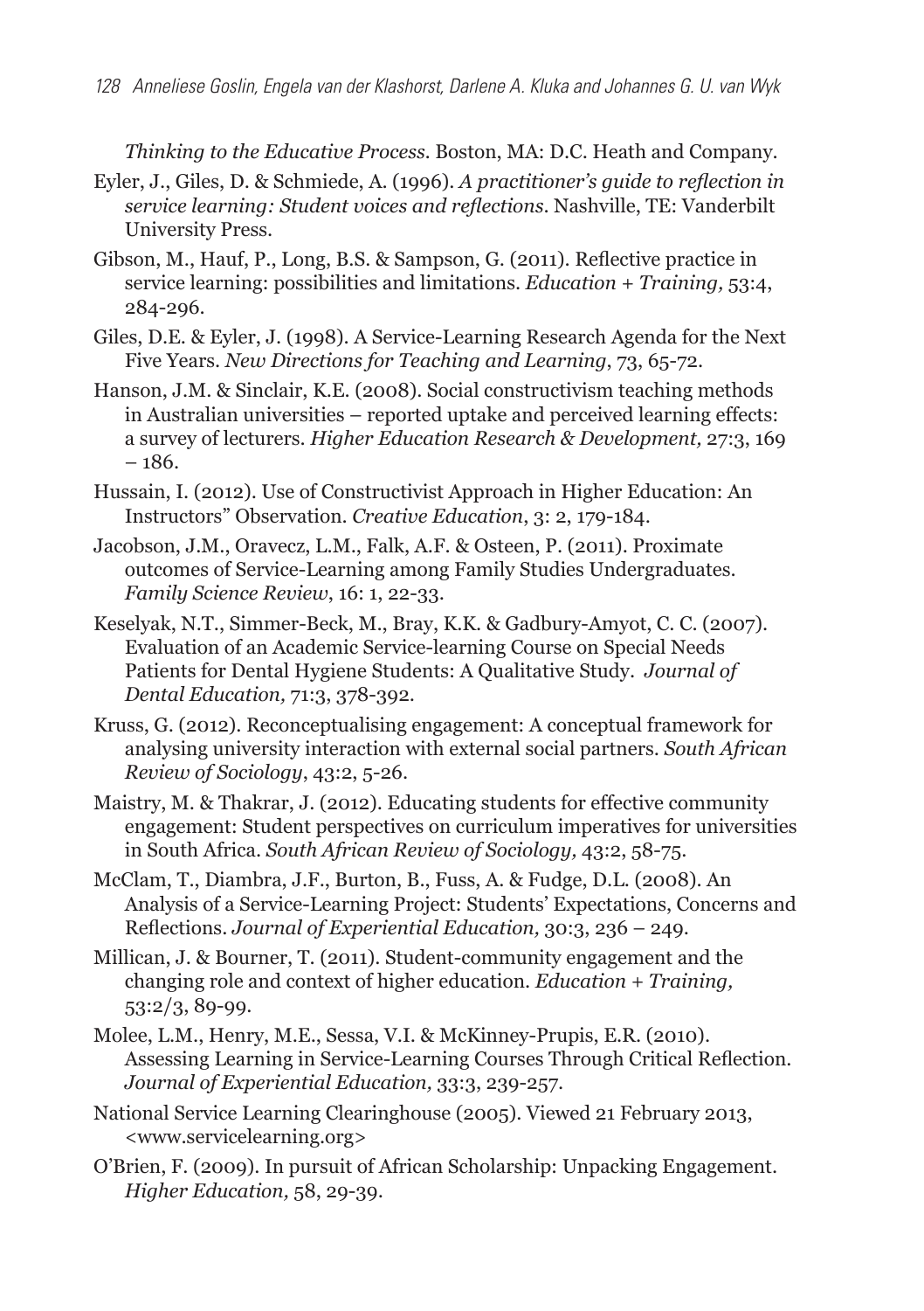*Thinking to the Educative Process.* Boston, MA: D.C. Heath and Company.

Eyler, J., Giles, D. & Schmiede, A. (1996). *A practitioner's guide to reflection in service learning: Student voices and reflections.* Nashville, TE: Vanderbilt University Press.

Gibson, M., Hauf, P., Long, B.S. & Sampson, G. (2011). Reflective practice in service learning: possibilities and limitations. *Education + Training,* 53:4, 284-296.

Giles, D.E. & Eyler, J. (1998). A Service-Learning Research Agenda for the Next Five Years. *New Directions for Teaching and Learning*, 73, 65-72.

Hanson, J.M. & Sinclair, K.E. (2008). Social constructivism teaching methods in Australian universities – reported uptake and perceived learning effects: a survey of lecturers. *Higher Education Research & Development,* 27:3, 169 – 186.

Hussain, I. (2012). Use of Constructivist Approach in Higher Education: An Instructors" Observation. *Creative Education*, 3: 2, 179-184.

Jacobson, J.M., Oravecz, L.M., Falk, A.F. & Osteen, P. (2011). Proximate outcomes of Service-Learning among Family Studies Undergraduates. *Family Science Review*, 16: 1, 22-33.

Keselyak, N.T., Simmer-Beck, M., Bray, K.K. & Gadbury-Amyot, C. C. (2007). Evaluation of an Academic Service-learning Course on Special Needs Patients for Dental Hygiene Students: A Qualitative Study. *Journal of Dental Education,* 71:3, 378-392.

Kruss, G. (2012). Reconceptualising engagement: A conceptual framework for analysing university interaction with external social partners. *South African Review of Sociology*, 43:2, 5-26.

Maistry, M. & Thakrar, J. (2012). Educating students for effective community engagement: Student perspectives on curriculum imperatives for universities in South Africa. *South African Review of Sociology,* 43:2, 58-75.

McClam, T., Diambra, J.F., Burton, B., Fuss, A. & Fudge, D.L. (2008). An Analysis of a Service-Learning Project: Students' Expectations, Concerns and Reflections. *Journal of Experiential Education,* 30:3, 236 – 249.

Millican, J. & Bourner, T. (2011). Student-community engagement and the changing role and context of higher education. *Education + Training,* 53:2/3, 89-99.

Molee, L.M., Henry, M.E., Sessa, V.I. & McKinney-Prupis, E.R. (2010). Assessing Learning in Service-Learning Courses Through Critical Reflection. *Journal of Experiential Education,* 33:3, 239-257.

National Service Learning Clearinghouse (2005). Viewed 21 February 2013, <www.servicelearning.org>

O'Brien, F. (2009). In pursuit of African Scholarship: Unpacking Engagement. *Higher Education,* 58, 29-39.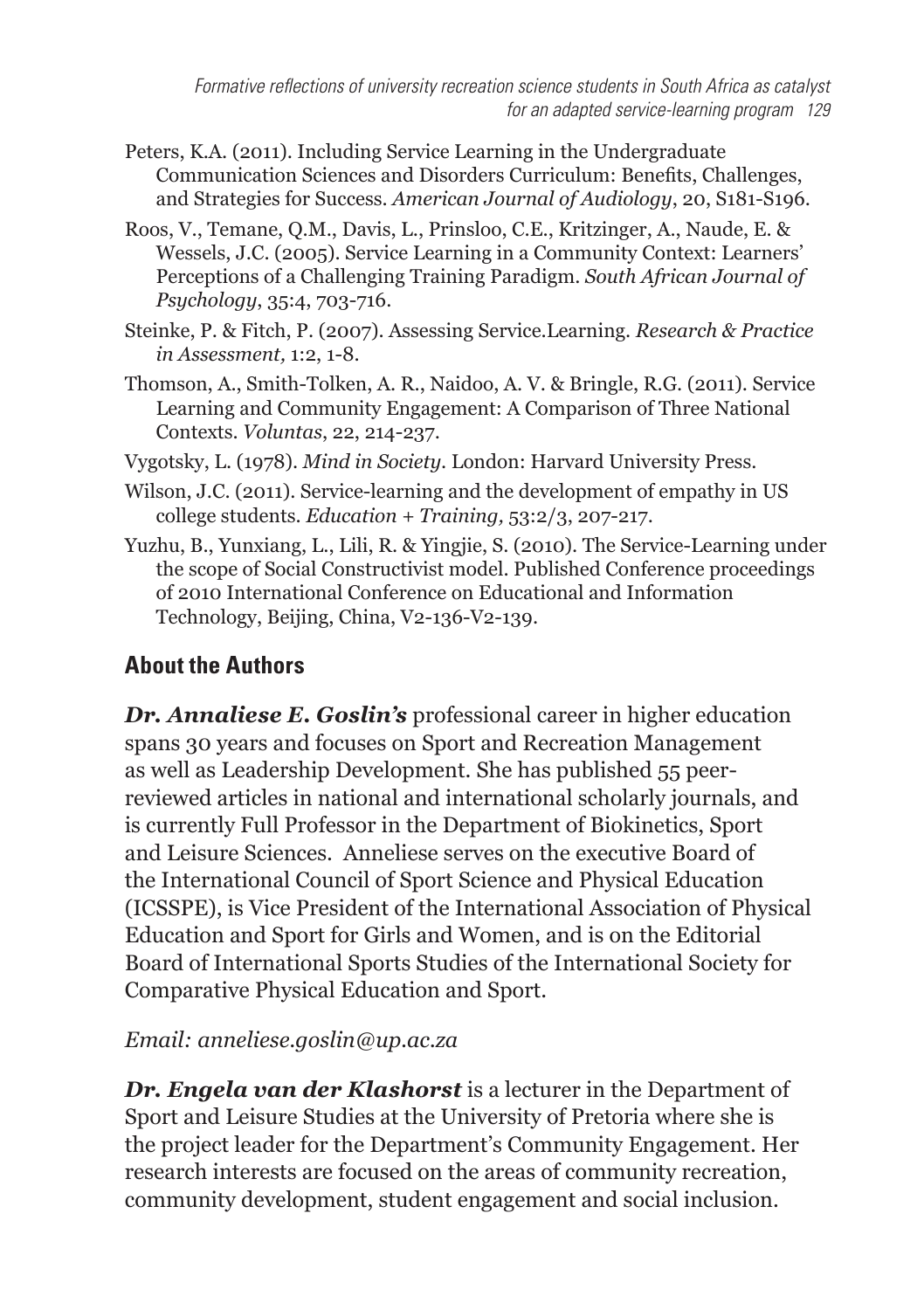Peters, K.A. (2011). Including Service Learning in the Undergraduate Communication Sciences and Disorders Curriculum: Benefits, Challenges, and Strategies for Success. *American Journal of Audiology*, 20, S181-S196.

Roos, V., Temane, Q.M., Davis, L., Prinsloo, C.E., Kritzinger, A., Naude, E. & Wessels, J.C. (2005). Service Learning in a Community Context: Learners' Perceptions of a Challenging Training Paradigm. *South African Journal of Psychology*, 35:4, 703-716.

Steinke, P. & Fitch, P. (2007). Assessing Service.Learning. *Research & Practice in Assessment,* 1:2, 1-8.

Thomson, A., Smith-Tolken, A. R., Naidoo, A. V. & Bringle, R.G. (2011). Service Learning and Community Engagement: A Comparison of Three National Contexts. *Voluntas*, 22, 214-237.

Vygotsky, L. (1978). *Mind in Society*. London: Harvard University Press.

Wilson, J.C. (2011). Service-learning and the development of empathy in US college students. *Education + Training,* 53:2/3, 207-217.

Yuzhu, B., Yunxiang, L., Lili, R. & Yingjie, S. (2010). The Service-Learning under the scope of Social Constructivist model. Published Conference proceedings of 2010 International Conference on Educational and Information Technology, Beijing, China, V2-136-V2-139.

## About the Authors

***Dr. Annaliese E. Goslin's*** professional career in higher education spans 30 years and focuses on Sport and Recreation Management as well as Leadership Development. She has published 55 peer-reviewed articles in national and international scholarly journals, and is currently Full Professor in the Department of Biokinetics, Sport and Leisure Sciences. Anneliese serves on the executive Board of the International Council of Sport Science and Physical Education (ICSSPE), is Vice President of the International Association of Physical Education and Sport for Girls and Women, and is on the Editorial Board of International Sports Studies of the International Society for Comparative Physical Education and Sport.

*Email: anneliese.goslin@up.ac.za*

***Dr. Engela van der Klashorst*** is a lecturer in the Department of Sport and Leisure Studies at the University of Pretoria where she is the project leader for the Department's Community Engagement. Her research interests are focused on the areas of community recreation, community development, student engagement and social inclusion.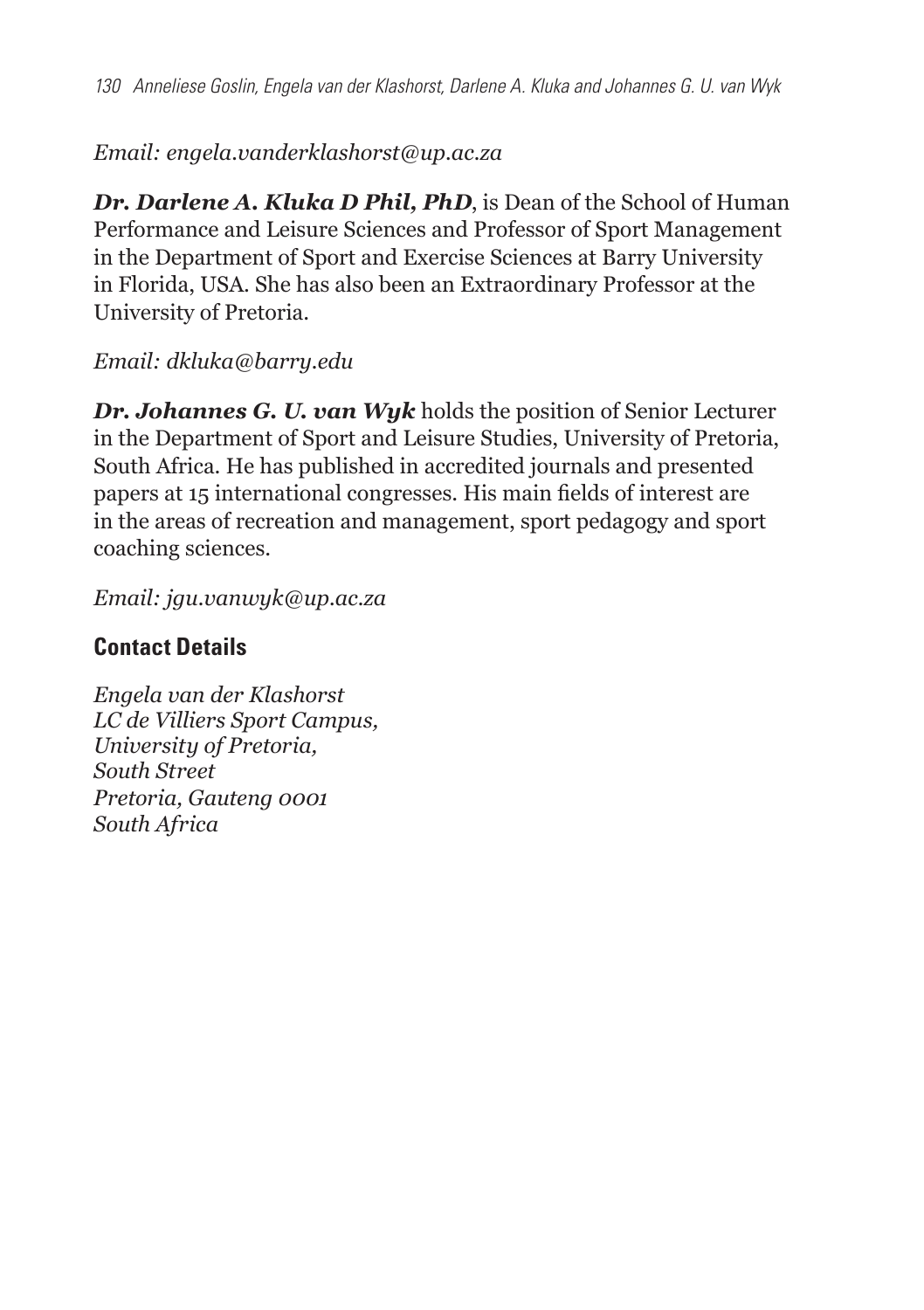*Email: engela.vanderklashorst@up.ac.za*

***Dr. Darlene A. Kluka D Phil, PhD***, is Dean of the School of Human Performance and Leisure Sciences and Professor of Sport Management in the Department of Sport and Exercise Sciences at Barry University in Florida, USA. She has also been an Extraordinary Professor at the University of Pretoria.

*Email: dkluka@barry.edu*

***Dr. Johannes G. U. van Wyk*** holds the position of Senior Lecturer in the Department of Sport and Leisure Studies, University of Pretoria, South Africa. He has published in accredited journals and presented papers at 15 international congresses. His main fields of interest are in the areas of recreation and management, sport pedagogy and sport coaching sciences.

*Email: jgu.vanwyk@up.ac.za*

## Contact Details

*Engela van der Klashorst*
*LC de Villiers Sport Campus,*
*University of Pretoria,*
*South Street*
*Pretoria, Gauteng 0001*
*South Africa*